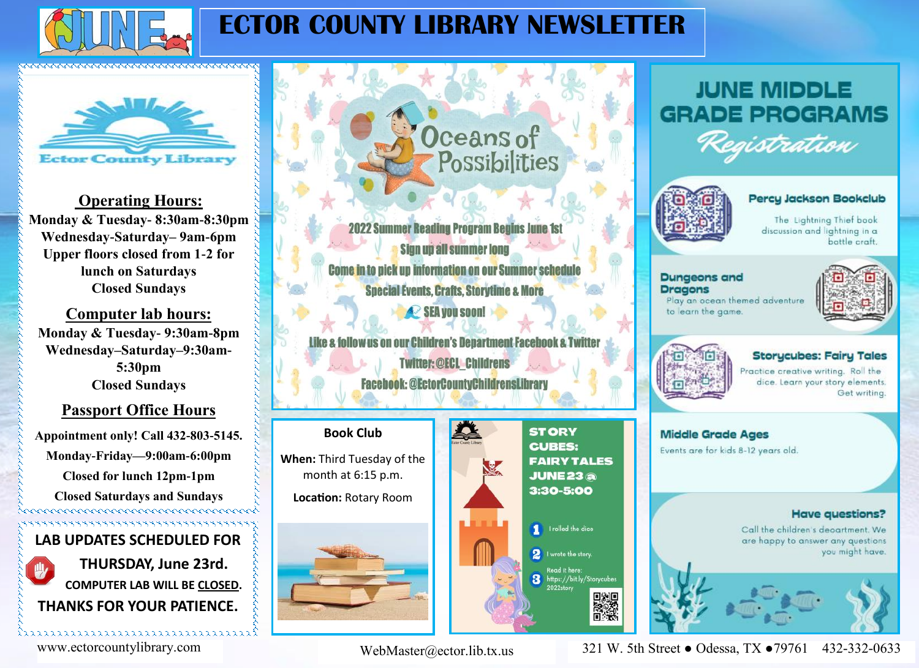# JUNE — ECTOR COUNTY LIBRARY NEWSLETTER

Ector County Library

## Operating Hours:

Monday & Tuesday- 8:30am-8:30pm
Wednesday-Saturday– 9am-6pm
Upper floors closed from 1-2 for lunch on Saturdays
Closed Sundays

## Computer lab hours:

Monday & Tuesday- 9:30am-8pm
Wednesday–Saturday–9:30am-5:30pm
Closed Sundays

## Passport Office Hours

Appointment only! Call 432-803-5145.
Monday-Friday—9:00am-6:00pm
Closed for lunch 12pm-1pm
Closed Saturdays and Sundays

**LAB UPDATES SCHEDULED FOR THURSDAY, June 23rd. COMPUTER LAB WILL BE CLOSED. THANKS FOR YOUR PATIENCE.**

## Oceans of Possibilities

2022 Summer Reading Program Begins June 1st
Sign up all summer long
Come in to pick up information on our Summer schedule
Special Events, Crafts, Storytime & More
SEA you soon!

Like & follow us on our Children's Department Facebook & Twitter
Twitter: @ECL_Childrens
Facebook: @EctorCountyChildrensLibrary

### Book Club

**When:** Third Tuesday of the month at 6:15 p.m.

**Location:** Rotary Room

### STORY CUBES: FAIRY TALES

JUNE 23 @ 3:30-5:00

1. I rolled the dice
2. I wrote the story.
3. Read it here: https://bit.ly/Storycubes 2022story

## JUNE MIDDLE GRADE PROGRAMS

*Registration*

**Percy Jackson Bookclub**
The Lightning Thief book discussion and lightning in a bottle craft.

**Dungeons and Dragons**
Play an ocean themed adventure to learn the game.

**Storycubes: Fairy Tales**
Practice creative writing. Roll the dice. Learn your story elements. Get writing.

**Middle Grade Ages**
Events are for kids 8-12 years old.

**Have questions?**
Call the children's deoartment. We are happy to answer any questions you might have.

www.ectorcountylibrary.com | WebMaster@ector.lib.tx.us | 321 W. 5th Street ● Odessa, TX ●79761 432-332-0633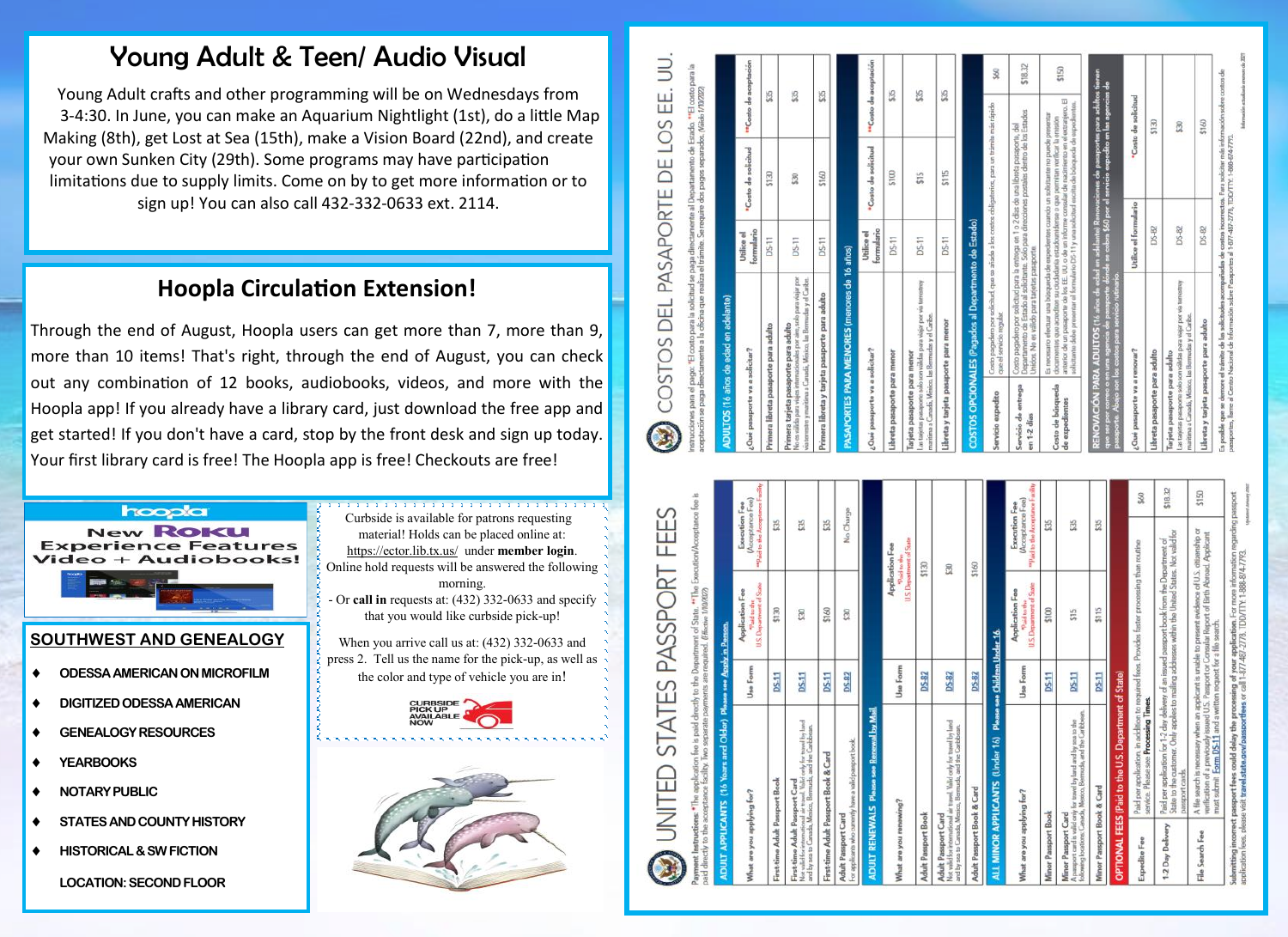# Young Adult & Teen/ Audio Visual

Young Adult crafts and other programming will be on Wednesdays from 3-4:30. In June, you can make an Aquarium Nightlight (1st), do a little Map Making (8th), get Lost at Sea (15th), make a Vision Board (22nd), and create your own Sunken City (29th). Some programs may have participation limitations due to supply limits. Come on by to get more information or to sign up! You can also call 432-332-0633 ext. 2114.

# Hoopla Circulation Extension!

Through the end of August, Hoopla users can get more than 7, more than 9, more than 10 items! That's right, through the end of August, you can check out any combination of 12 books, audiobooks, videos, and more with the Hoopla app! If you already have a library card, just download the free app and get started! If you don't have a card, stop by the front desk and sign up today. Your first library card is free! The Hoopla app is free! Checkouts are free!

hoopla
New Roku Experience Features Video + Audiobooks!

## SOUTHWEST AND GENEALOGY

- ODESSA AMERICAN ON MICROFILM
- DIGITIZED ODESSA AMERICAN
- GENEALOGY RESOURCES
- YEARBOOKS
- NOTARY PUBLIC
- STATES AND COUNTY HISTORY
- HISTORICAL & SW FICTION

LOCATION: SECOND FLOOR

Curbside is available for patrons requesting material! Holds can be placed online at: https://ector.lib.tx.us/ under **member login**. Online hold requests will be answered the following morning.

- Or **call in** requests at: (432) 332-0633 and specify that you would like curbside pick-up!

When you arrive call us at: (432) 332-0633 and press 2. Tell us the name for the pick-up, as well as the color and type of vehicle you are in!

CURBSIDE PICK UP AVAILABLE NOW

# UNITED STATES PASSPORT FEES

**Payment Instructions:** *The application fee is paid directly to the Department of State. **The Execution/Acceptance fee is paid directly to the acceptance facility. Two separate payments are required. (Effective 1/10/2022)

| ADULT APPLICANTS (16 Years and Older) Please see Apply in Person. | | | |
|---|---|---|---|
| What are you applying for? | Use Form | Application Fee (*Paid to the U.S. Department of State) | Execution Fee (Acceptance Fee) (**Paid to the Acceptance Facility) |
| First-time Adult Passport Book | DS-11 | $130 | $35 |
| First-time Adult Passport Card (Not valid for international air travel. Valid only for travel by land and by sea to Canada, Mexico, Bermuda, and the Caribbean.) | DS-11 | $30 | $35 |
| First-time Adult Passport Book & Card | DS-11 | $160 | $35 |
| Adult Passport Card (For applicants who currently have a valid passport book.) | DS-82 | $30 | No Charge |

| ADULT RENEWALS Please see Renewal by Mail. | | |
|---|---|---|
| What are you renewing? | Use Form | Application Fee (*Paid to the U.S. Department of State) |
| Adult Passport Book | DS-82 | $130 |
| Adult Passport Card (Not valid for international air travel. Valid only for travel by land and by sea to Canada, Mexico, Bermuda, and the Caribbean.) | DS-82 | $30 |
| Adult Passport Book & Card | DS-82 | $160 |

| ALL MINOR APPLICANTS (Under 16) Please see Children Under 16. | | | |
|---|---|---|---|
| What are you applying for? | Use Form | Application Fee (*Paid to the U.S. Department of State) | Execution Fee (Acceptance Fee) (**Paid to the Acceptance Facility) |
| Minor Passport Book | DS-11 | $100 | $35 |
| Minor Passport Card (A passport card is valid only for travel by land and by sea to the following locations: Canada, Mexico, Bermuda, and the Caribbean.) | DS-11 | $15 | $35 |
| Minor Passport Book & Card | DS-11 | $115 | $35 |

| OPTIONAL FEES (Paid to the U.S. Department of State) | | |
|---|---|---|
| Expedite Fee | Paid per application, in addition to required fees. Provides faster processing than routine service. Please see Processing Times. | $60 |
| 1-2 Day Delivery | Paid per application for 1-2 day delivery of an issued passport book from the Department of State to the customer. Only applies to mailing addresses within the United States. Not valid for passport cards. | $18.32 |
| File Search Fee | A file search is necessary when an applicant is unable to present evidence of U.S. citizenship or verification of a previously issued U.S. Passport or Consular Report of Birth Abroad. Applicant must submit Form DS-11 and a written request for a file search. | $150 |

**Submitting incorrect passport fees could delay the processing of your application.** For more information regarding passport application fees, please visit travel.state.gov/passportfees or call 1-877-487-2778, TDD/TTY: 1-888-874-7793.

# COSTOS DEL PASAPORTE DE LOS EE. UU.

Instrucciones para el pago: *El costo para la solicitud se paga directamente al Departamento de Estado. **El costo para la aceptación se paga directamente a la oficina que realiza el trámite. Se requiere dos pagos separados. (Válido 1/10/2022)

| ADULTOS (16 años de edad en adelante) | | | |
|---|---|---|---|
| ¿Qué pasaporte va a solicitar? | Utilice el formulario | *Costo de solicitud | **Costo de aceptación |
| Primera libreta pasaporte para adulto | DS-11 | $130 | $35 |
| Primera tarjeta pasaporte para adulto (No es válida para viajes internacionales por aire, solo para viajar por vía terrestre y marítima a Canadá, México, las Bermudas y el Caribe.) | DS-11 | $30 | $35 |
| Primera libreta y tarjeta pasaporte para adulto | DS-11 | $160 | $35 |

| PASAPORTES PARA MENORES (menores de 16 años) | | | |
|---|---|---|---|
| ¿Qué pasaporte va a solicitar? | Utilice el formulario | *Costo de solicitud | **Costo de aceptación |
| Libreta pasaporte para menor | DS-11 | $100 | $35 |
| Tarjeta pasaporte para menor (Las tarjetas pasaporte solo son válidas para viajar por vía terrestre y marítima a Canadá, México, las Bermudas y el Caribe.) | DS-11 | $15 | $35 |
| Libreta y tarjeta pasaporte para menor | DS-11 | $115 | $35 |

| COSTOS OPCIONALES (Pagados al Departamento de Estado) | | |
|---|---|---|
| Servicio expedito | Costo pagadero por solicitud, que se añade a los costos obligatorios, para un trámite más rápido que el servicio regular. | $60 |
| Servicio de entrega en 1-2 días | Costo pagadero por solicitud para la entrega en 1 o 2 días de una libreta pasaporte, del Departamento de Estado al solicitante. Solo para direcciones postales dentro de los Estados Unidos. No es válido para tarjetas pasaporte. | $18.32 |
| Costo de búsqueda de expedientes | Es necesario efectuar una búsqueda de expedientes cuando un solicitante no puede presentar documentos que acrediten su ciudadanía estadounidense o que permitan verificar la emisión anterior de un pasaporte de los EE. UU. o de un informe consular de nacimiento en el extranjero. El solicitante debe presentar el formulario DS-11 y una solicitud escrita de búsqueda de expedientes. | $150 |

| RENOVACIÓN PARA ADULTOS (16 años de edad en adelante) Renovaciones de pasaportes para adultos tienen que ser por correo o en una agencia de pasaporte donde se cobra $60 por el servicio expedito en las agencias de pasaporte. Aliega son los costos para servicio rutinario. | | |
|---|---|---|
| ¿Qué pasaporte va a renovar? | Utilice el formulario | *Costo de solicitud |
| Libreta pasaporte para adulto | DS-82 | $130 |
| Tarjeta pasaporte para adulto (Las tarjetas pasaporte solo son válidas para viajar por vía terrestre y marítima a Canadá, México, las Bermudas y el Caribe.) | DS-82 | $30 |
| Libreta y tarjeta pasaporte para adulto | DS-82 | $160 |

Es posible que se demore el trámite de las solicitudes acompañadas de costos incorrectos. Para solicitar más información sobre costos de pasaportes, llame al Centro Nacional de Información sobre Pasaportes al 1-877-487-2778, TDD/TTY: 1-888-874-7793.